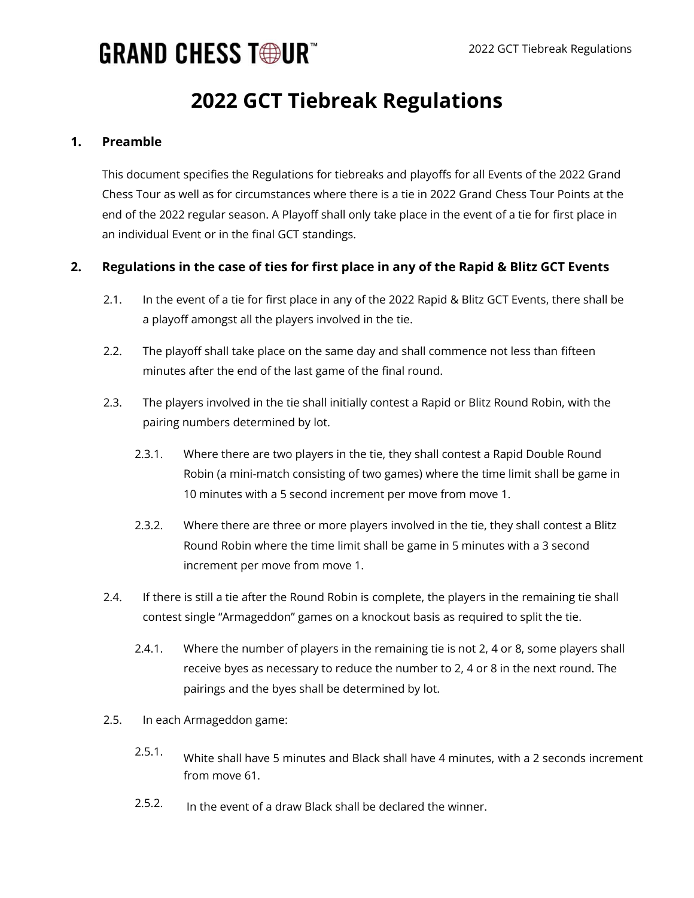# 2022 GCT Tiebreak Regulations

## 1. Preamble

This document specifies the Regulations for tiebreaks and playoffs for all Events of the 2022 Grand Chess Tour as well as for circumstances where there is a tie in 2022 Grand Chess Tour Points at the end of the 2022 regular season. A Playoff shall only take place in the event of a tie for first place in an individual Event or in the final GCT standings.

## 2. Regulations in the case of ties for first place in any of the Rapid & Blitz GCT Events

2.1. In the event of a tie for first place in any of the 2022 Rapid & Blitz GCT Events, there shall be a playoff amongst all the players involved in the tie.

2.2. The playoff shall take place on the same day and shall commence not less than fifteen minutes after the end of the last game of the final round.

2.3. The players involved in the tie shall initially contest a Rapid or Blitz Round Robin, with the pairing numbers determined by lot.

2.3.1. Where there are two players in the tie, they shall contest a Rapid Double Round Robin (a mini-match consisting of two games) where the time limit shall be game in 10 minutes with a 5 second increment per move from move 1.

2.3.2. Where there are three or more players involved in the tie, they shall contest a Blitz Round Robin where the time limit shall be game in 5 minutes with a 3 second increment per move from move 1.

2.4. If there is still a tie after the Round Robin is complete, the players in the remaining tie shall contest single "Armageddon" games on a knockout basis as required to split the tie.

2.4.1. Where the number of players in the remaining tie is not 2, 4 or 8, some players shall receive byes as necessary to reduce the number to 2, 4 or 8 in the next round. The pairings and the byes shall be determined by lot.

2.5. In each Armageddon game:

2.5.1. White shall have 5 minutes and Black shall have 4 minutes, with a 2 seconds increment from move 61.

2.5.2. In the event of a draw Black shall be declared the winner.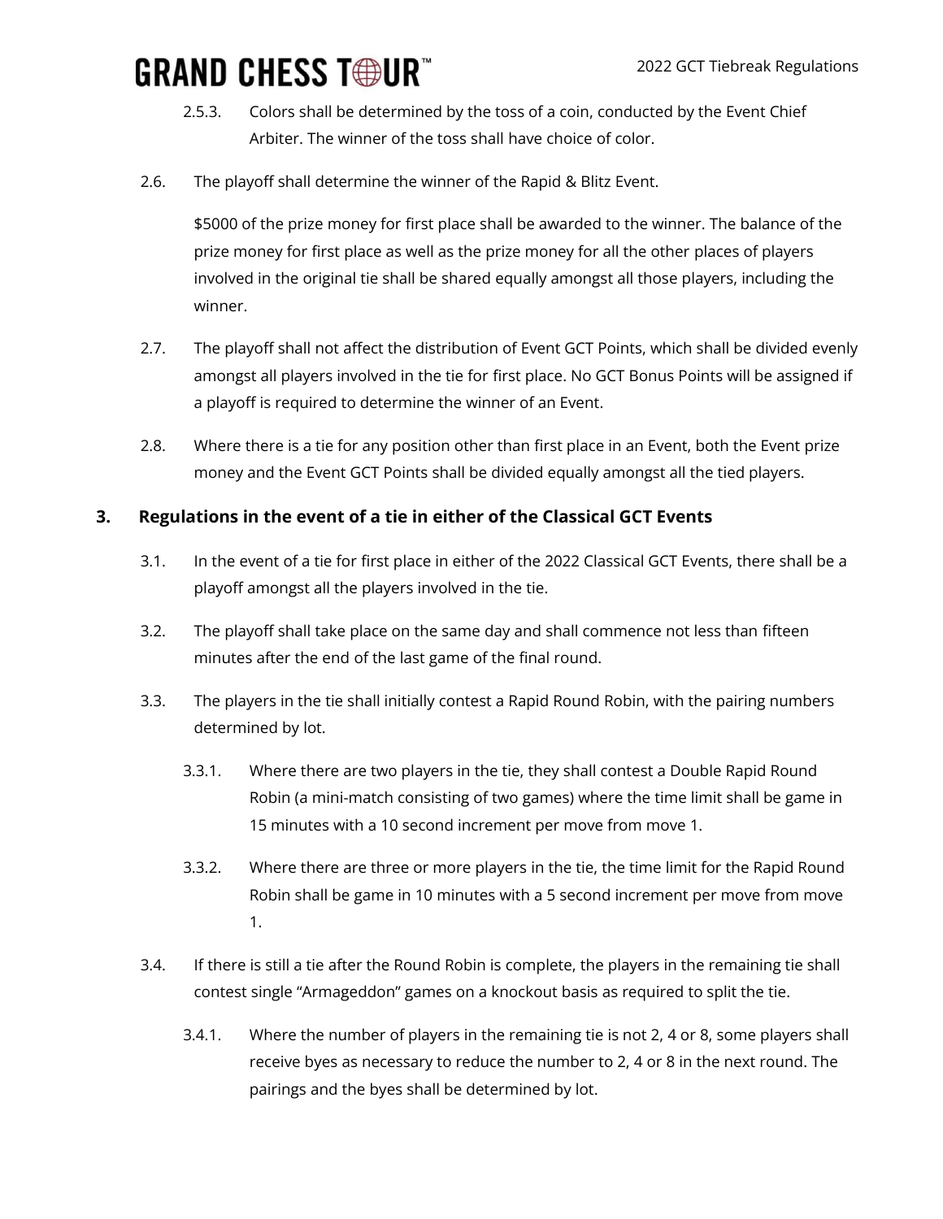2.5.3. Colors shall be determined by the toss of a coin, conducted by the Event Chief Arbiter. The winner of the toss shall have choice of color.

2.6. The playoff shall determine the winner of the Rapid & Blitz Event.

$5000 of the prize money for first place shall be awarded to the winner. The balance of the prize money for first place as well as the prize money for all the other places of players involved in the original tie shall be shared equally amongst all those players, including the winner.

2.7. The playoff shall not affect the distribution of Event GCT Points, which shall be divided evenly amongst all players involved in the tie for first place. No GCT Bonus Points will be assigned if a playoff is required to determine the winner of an Event.

2.8. Where there is a tie for any position other than first place in an Event, both the Event prize money and the Event GCT Points shall be divided equally amongst all the tied players.

## 3. Regulations in the event of a tie in either of the Classical GCT Events

3.1. In the event of a tie for first place in either of the 2022 Classical GCT Events, there shall be a playoff amongst all the players involved in the tie.

3.2. The playoff shall take place on the same day and shall commence not less than fifteen minutes after the end of the last game of the final round.

3.3. The players in the tie shall initially contest a Rapid Round Robin, with the pairing numbers determined by lot.

3.3.1. Where there are two players in the tie, they shall contest a Double Rapid Round Robin (a mini-match consisting of two games) where the time limit shall be game in 15 minutes with a 10 second increment per move from move 1.

3.3.2. Where there are three or more players in the tie, the time limit for the Rapid Round Robin shall be game in 10 minutes with a 5 second increment per move from move 1.

3.4. If there is still a tie after the Round Robin is complete, the players in the remaining tie shall contest single "Armageddon" games on a knockout basis as required to split the tie.

3.4.1. Where the number of players in the remaining tie is not 2, 4 or 8, some players shall receive byes as necessary to reduce the number to 2, 4 or 8 in the next round. The pairings and the byes shall be determined by lot.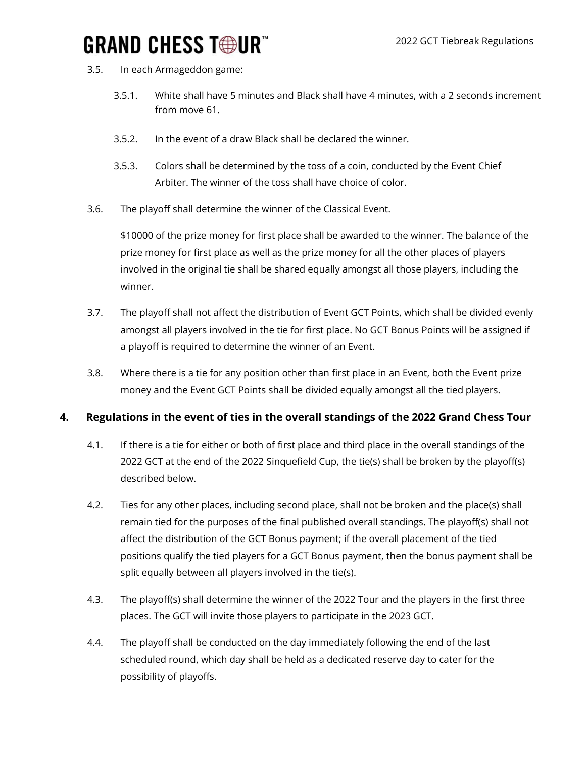3.5. In each Armageddon game:

3.5.1. White shall have 5 minutes and Black shall have 4 minutes, with a 2 seconds increment from move 61.

3.5.2. In the event of a draw Black shall be declared the winner.

3.5.3. Colors shall be determined by the toss of a coin, conducted by the Event Chief Arbiter. The winner of the toss shall have choice of color.

3.6. The playoff shall determine the winner of the Classical Event.

$10000 of the prize money for first place shall be awarded to the winner. The balance of the prize money for first place as well as the prize money for all the other places of players involved in the original tie shall be shared equally amongst all those players, including the winner.

3.7. The playoff shall not affect the distribution of Event GCT Points, which shall be divided evenly amongst all players involved in the tie for first place. No GCT Bonus Points will be assigned if a playoff is required to determine the winner of an Event.

3.8. Where there is a tie for any position other than first place in an Event, both the Event prize money and the Event GCT Points shall be divided equally amongst all the tied players.

## 4. Regulations in the event of ties in the overall standings of the 2022 Grand Chess Tour

4.1. If there is a tie for either or both of first place and third place in the overall standings of the 2022 GCT at the end of the 2022 Sinquefield Cup, the tie(s) shall be broken by the playoff(s) described below.

4.2. Ties for any other places, including second place, shall not be broken and the place(s) shall remain tied for the purposes of the final published overall standings. The playoff(s) shall not affect the distribution of the GCT Bonus payment; if the overall placement of the tied positions qualify the tied players for a GCT Bonus payment, then the bonus payment shall be split equally between all players involved in the tie(s).

4.3. The playoff(s) shall determine the winner of the 2022 Tour and the players in the first three places. The GCT will invite those players to participate in the 2023 GCT.

4.4. The playoff shall be conducted on the day immediately following the end of the last scheduled round, which day shall be held as a dedicated reserve day to cater for the possibility of playoffs.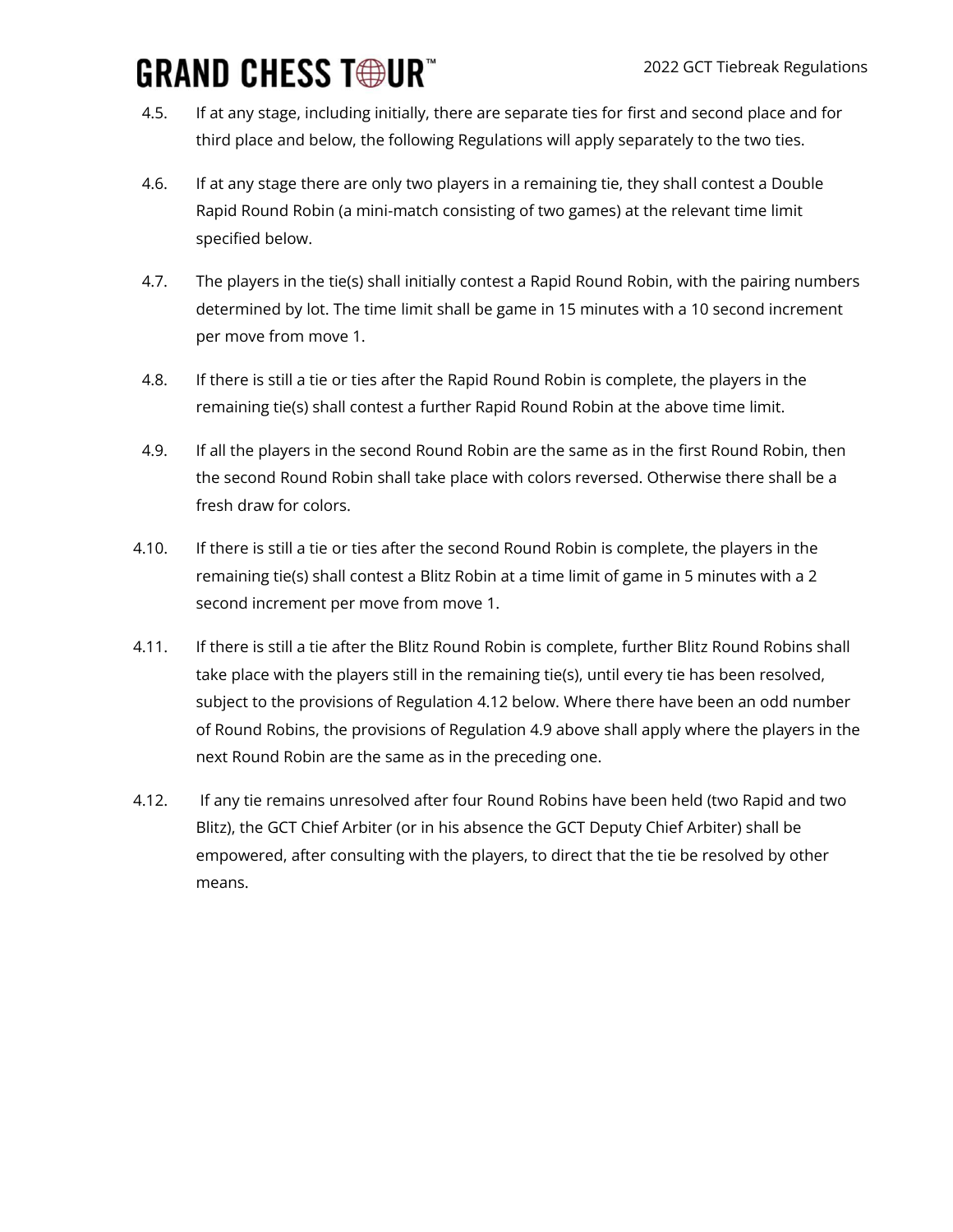4.5. If at any stage, including initially, there are separate ties for first and second place and for third place and below, the following Regulations will apply separately to the two ties.

4.6. If at any stage there are only two players in a remaining tie, they shall contest a Double Rapid Round Robin (a mini-match consisting of two games) at the relevant time limit specified below.

4.7. The players in the tie(s) shall initially contest a Rapid Round Robin, with the pairing numbers determined by lot. The time limit shall be game in 15 minutes with a 10 second increment per move from move 1.

4.8. If there is still a tie or ties after the Rapid Round Robin is complete, the players in the remaining tie(s) shall contest a further Rapid Round Robin at the above time limit.

4.9. If all the players in the second Round Robin are the same as in the first Round Robin, then the second Round Robin shall take place with colors reversed. Otherwise there shall be a fresh draw for colors.

4.10. If there is still a tie or ties after the second Round Robin is complete, the players in the remaining tie(s) shall contest a Blitz Robin at a time limit of game in 5 minutes with a 2 second increment per move from move 1.

4.11. If there is still a tie after the Blitz Round Robin is complete, further Blitz Round Robins shall take place with the players still in the remaining tie(s), until every tie has been resolved, subject to the provisions of Regulation 4.12 below. Where there have been an odd number of Round Robins, the provisions of Regulation 4.9 above shall apply where the players in the next Round Robin are the same as in the preceding one.

4.12. If any tie remains unresolved after four Round Robins have been held (two Rapid and two Blitz), the GCT Chief Arbiter (or in his absence the GCT Deputy Chief Arbiter) shall be empowered, after consulting with the players, to direct that the tie be resolved by other means.